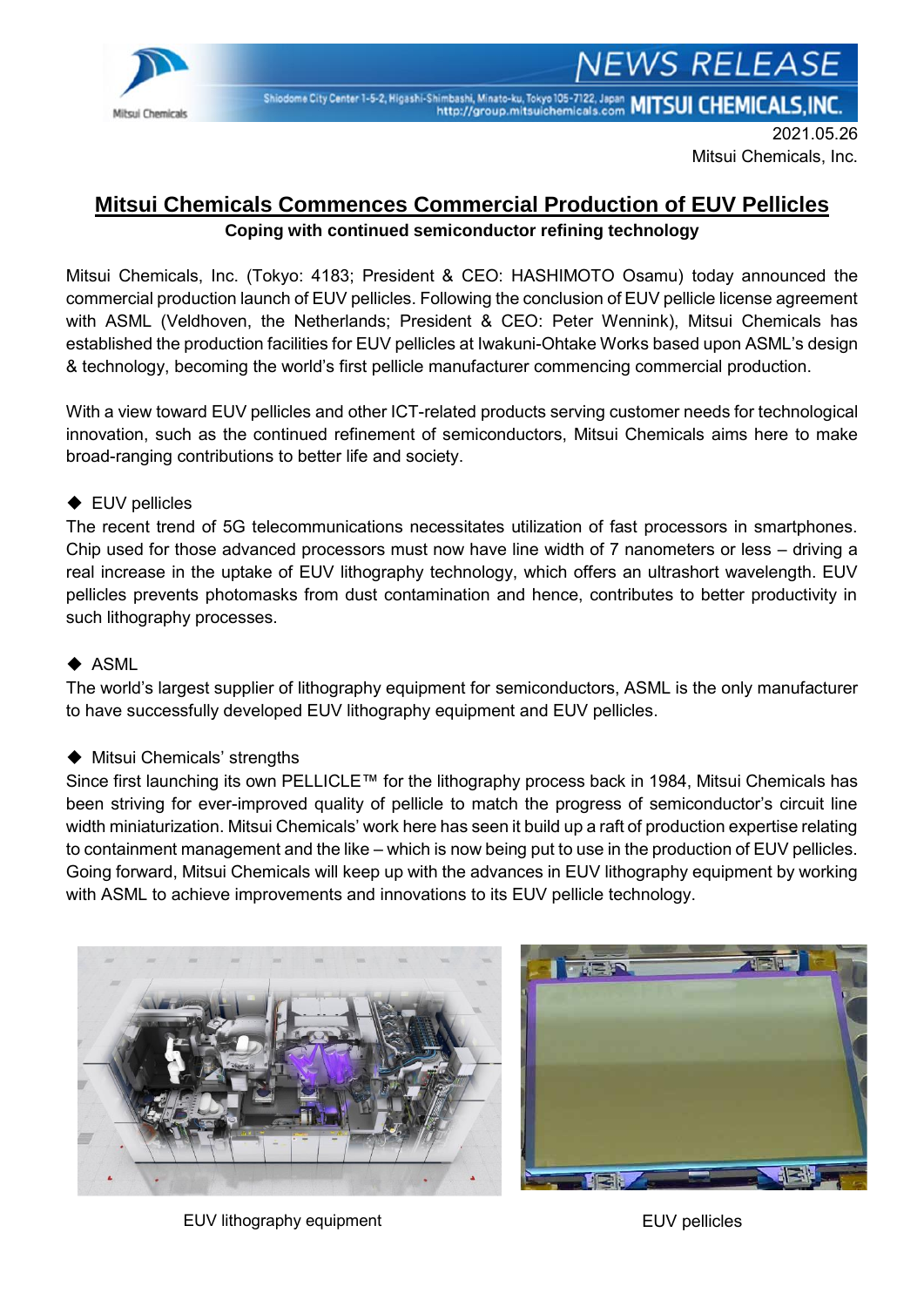NEWS RELEASE

Shiodome City Center 1-5-2, Higashi-Shimbashi, Minato-ku, Tokyo 105-7122, Japan http://group.mitsuichemicals.com MITSUI CHEMICALS,INC.

2021.05.26
Mitsui Chemicals, Inc.

# Mitsui Chemicals Commences Commercial Production of EUV Pellicles

**Coping with continued semiconductor refining technology**

Mitsui Chemicals, Inc. (Tokyo: 4183; President & CEO: HASHIMOTO Osamu) today announced the commercial production launch of EUV pellicles. Following the conclusion of EUV pellicle license agreement with ASML (Veldhoven, the Netherlands; President & CEO: Peter Wennink), Mitsui Chemicals has established the production facilities for EUV pellicles at Iwakuni-Ohtake Works based upon ASML's design & technology, becoming the world's first pellicle manufacturer commencing commercial production.

With a view toward EUV pellicles and other ICT-related products serving customer needs for technological innovation, such as the continued refinement of semiconductors, Mitsui Chemicals aims here to make broad-ranging contributions to better life and society.

◆ EUV pellicles

The recent trend of 5G telecommunications necessitates utilization of fast processors in smartphones. Chip used for those advanced processors must now have line width of 7 nanometers or less – driving a real increase in the uptake of EUV lithography technology, which offers an ultrashort wavelength. EUV pellicles prevents photomasks from dust contamination and hence, contributes to better productivity in such lithography processes.

◆ ASML

The world's largest supplier of lithography equipment for semiconductors, ASML is the only manufacturer to have successfully developed EUV lithography equipment and EUV pellicles.

◆ Mitsui Chemicals' strengths

Since first launching its own PELLICLE™ for the lithography process back in 1984, Mitsui Chemicals has been striving for ever-improved quality of pellicle to match the progress of semiconductor's circuit line width miniaturization. Mitsui Chemicals' work here has seen it build up a raft of production expertise relating to containment management and the like – which is now being put to use in the production of EUV pellicles. Going forward, Mitsui Chemicals will keep up with the advances in EUV lithography equipment by working with ASML to achieve improvements and innovations to its EUV pellicle technology.

EUV lithography equipment

EUV pellicles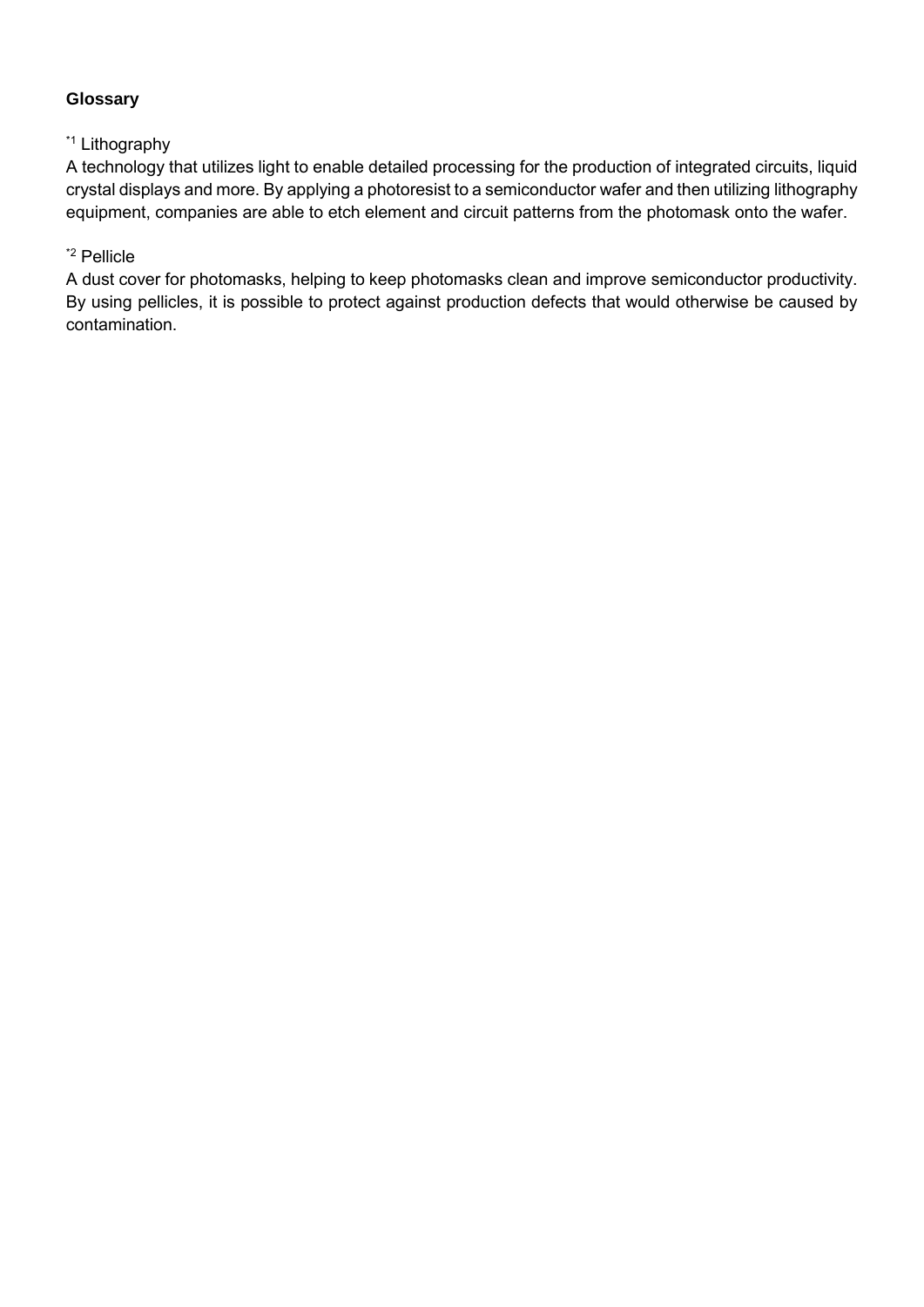**Glossary**

*1 Lithography

A technology that utilizes light to enable detailed processing for the production of integrated circuits, liquid crystal displays and more. By applying a photoresist to a semiconductor wafer and then utilizing lithography equipment, companies are able to etch element and circuit patterns from the photomask onto the wafer.

*2 Pellicle

A dust cover for photomasks, helping to keep photomasks clean and improve semiconductor productivity. By using pellicles, it is possible to protect against production defects that would otherwise be caused by contamination.